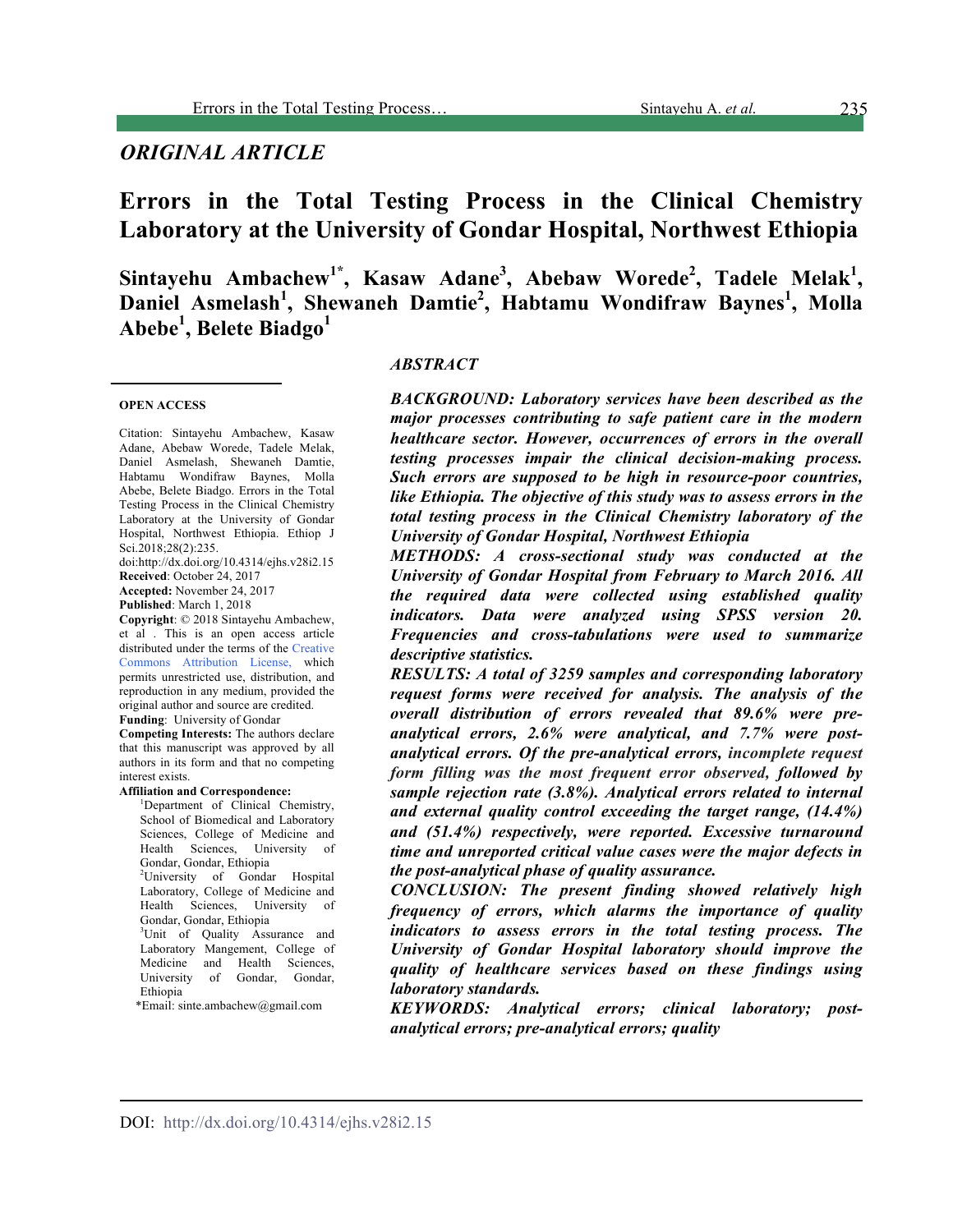## ORIGINAL ARTICLE

# Errors in the Total Testing Process in the Clinical Chemistry Laboratory at the University of Gondar Hospital, Northwest Ethiopia

**Sintayehu Ambachew[1*], Kasaw Adane[3], Abebaw Worede[2], Tadele Melak[1], Daniel Asmelash[1], Shewaneh Damtie[2], Habtamu Wondifraw Baynes[1], Molla Abebe[1], Belete Biadgo[1]**

**OPEN ACCESS**

Citation: Sintayehu Ambachew, Kasaw Adane, Abebaw Worede, Tadele Melak, Daniel Asmelash, Shewaneh Damtie, Habtamu Wondifraw Baynes, Molla Abebe, Belete Biadgo. Errors in the Total Testing Process in the Clinical Chemistry Laboratory at the University of Gondar Hospital, Northwest Ethiopia. Ethiop J Sci.2018;28(2):235.
doi:http://dx.doi.org/10.4314/ejhs.v28i2.15

**Received**: October 24, 2017
**Accepted:** November 24, 2017
**Published**: March 1, 2018

**Copyright**: © 2018 Sintayehu Ambachew, et al . This is an open access article distributed under the terms of the Creative Commons Attribution License, which permits unrestricted use, distribution, and reproduction in any medium, provided the original author and source are credited.

**Funding**: University of Gondar

**Competing Interests:** The authors declare that this manuscript was approved by all authors in its form and that no competing interest exists.

**Affiliation and Correspondence:**

[1]Department of Clinical Chemistry, School of Biomedical and Laboratory Sciences, College of Medicine and Health Sciences, University of Gondar, Gondar, Ethiopia

[2]University of Gondar Hospital Laboratory, College of Medicine and Health Sciences, University of Gondar, Gondar, Ethiopia

[3]Unit of Quality Assurance and Laboratory Mangement, College of Medicine and Health Sciences, University of Gondar, Gondar, Ethiopia

*Email: sinte.ambachew@gmail.com

### ABSTRACT

***BACKGROUND: Laboratory services have been described as the major processes contributing to safe patient care in the modern healthcare sector. However, occurrences of errors in the overall testing processes impair the clinical decision-making process. Such errors are supposed to be high in resource-poor countries, like Ethiopia. The objective of this study was to assess errors in the total testing process in the Clinical Chemistry laboratory of the University of Gondar Hospital, Northwest Ethiopia***

***METHODS: A cross-sectional study was conducted at the University of Gondar Hospital from February to March 2016. All the required data were collected using established quality indicators. Data were analyzed using SPSS version 20. Frequencies and cross-tabulations were used to summarize descriptive statistics.***

***RESULTS: A total of 3259 samples and corresponding laboratory request forms were received for analysis. The analysis of the overall distribution of errors revealed that 89.6% were pre-analytical errors, 2.6% were analytical, and 7.7% were post-analytical errors. Of the pre-analytical errors,*** *incomplete request form filling was the most frequent error observed,* ***followed by sample rejection rate (3.8%). Analytical errors related to internal and external quality control exceeding the target range, (14.4%) and (51.4%) respectively, were reported. Excessive turnaround time and unreported critical value cases were the major defects in the post-analytical phase of quality assurance.***

***CONCLUSION: The present finding showed relatively high frequency of errors, which alarms the importance of quality indicators to assess errors in the total testing process. The University of Gondar Hospital laboratory should improve the quality of healthcare services based on these findings using laboratory standards.***

***KEYWORDS: Analytical errors; clinical laboratory; post-analytical errors; pre-analytical errors; quality***

DOI: http://dx.doi.org/10.4314/ejhs.v28i2.15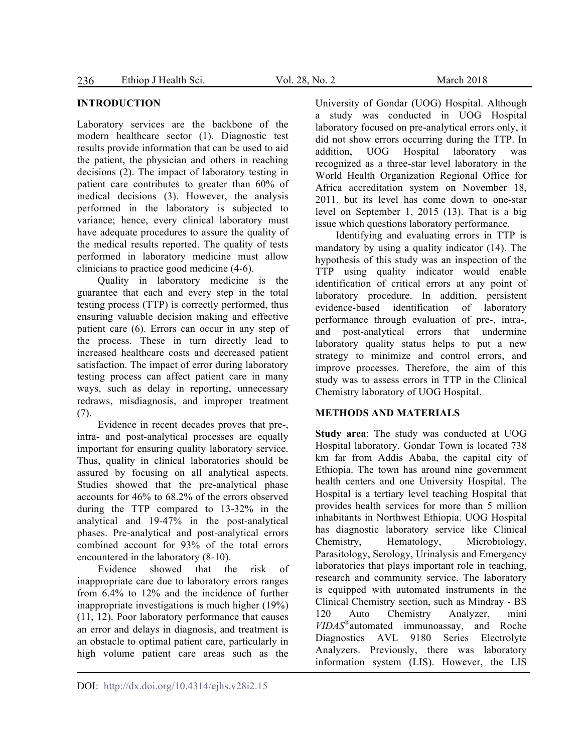## INTRODUCTION

Laboratory services are the backbone of the modern healthcare sector (1). Diagnostic test results provide information that can be used to aid the patient, the physician and others in reaching decisions (2). The impact of laboratory testing in patient care contributes to greater than 60% of medical decisions (3). However, the analysis performed in the laboratory is subjected to variance; hence, every clinical laboratory must have adequate procedures to assure the quality of the medical results reported. The quality of tests performed in laboratory medicine must allow clinicians to practice good medicine (4-6).

Quality in laboratory medicine is the guarantee that each and every step in the total testing process (TTP) is correctly performed, thus ensuring valuable decision making and effective patient care (6). Errors can occur in any step of the process. These in turn directly lead to increased healthcare costs and decreased patient satisfaction. The impact of error during laboratory testing process can affect patient care in many ways, such as delay in reporting, unnecessary redraws, misdiagnosis, and improper treatment (7).

Evidence in recent decades proves that pre-, intra- and post-analytical processes are equally important for ensuring quality laboratory service. Thus, quality in clinical laboratories should be assured by focusing on all analytical aspects. Studies showed that the pre-analytical phase accounts for 46% to 68.2% of the errors observed during the TTP compared to 13-32% in the analytical and 19-47% in the post-analytical phases. Pre-analytical and post-analytical errors combined account for 93% of the total errors encountered in the laboratory (8-10).

Evidence showed that the risk of inappropriate care due to laboratory errors ranges from 6.4% to 12% and the incidence of further inappropriate investigations is much higher (19%) (11, 12). Poor laboratory performance that causes an error and delays in diagnosis, and treatment is an obstacle to optimal patient care, particularly in high volume patient care areas such as the University of Gondar (UOG) Hospital. Although a study was conducted in UOG Hospital laboratory focused on pre-analytical errors only, it did not show errors occurring during the TTP. In addition, UOG Hospital laboratory was recognized as a three-star level laboratory in the World Health Organization Regional Office for Africa accreditation system on November 18, 2011, but its level has come down to one-star level on September 1, 2015 (13). That is a big issue which questions laboratory performance.

Identifying and evaluating errors in TTP is mandatory by using a quality indicator (14). The hypothesis of this study was an inspection of the TTP using quality indicator would enable identification of critical errors at any point of laboratory procedure. In addition, persistent evidence-based identification of laboratory performance through evaluation of pre-, intra-, and post-analytical errors that undermine laboratory quality status helps to put a new strategy to minimize and control errors, and improve processes. Therefore, the aim of this study was to assess errors in TTP in the Clinical Chemistry laboratory of UOG Hospital.

## METHODS AND MATERIALS

**Study area**: The study was conducted at UOG Hospital laboratory. Gondar Town is located 738 km far from Addis Ababa, the capital city of Ethiopia. The town has around nine government health centers and one University Hospital. The Hospital is a tertiary level teaching Hospital that provides health services for more than 5 million inhabitants in Northwest Ethiopia. UOG Hospital has diagnostic laboratory service like Clinical Chemistry, Hematology, Microbiology, Parasitology, Serology, Urinalysis and Emergency laboratories that plays important role in teaching, research and community service. The laboratory is equipped with automated instruments in the Clinical Chemistry section, such as Mindray - BS 120 Auto Chemistry Analyzer, mini *VIDAS*® automated immunoassay, and Roche Diagnostics AVL 9180 Series Electrolyte Analyzers. Previously, there was laboratory information system (LIS). However, the LIS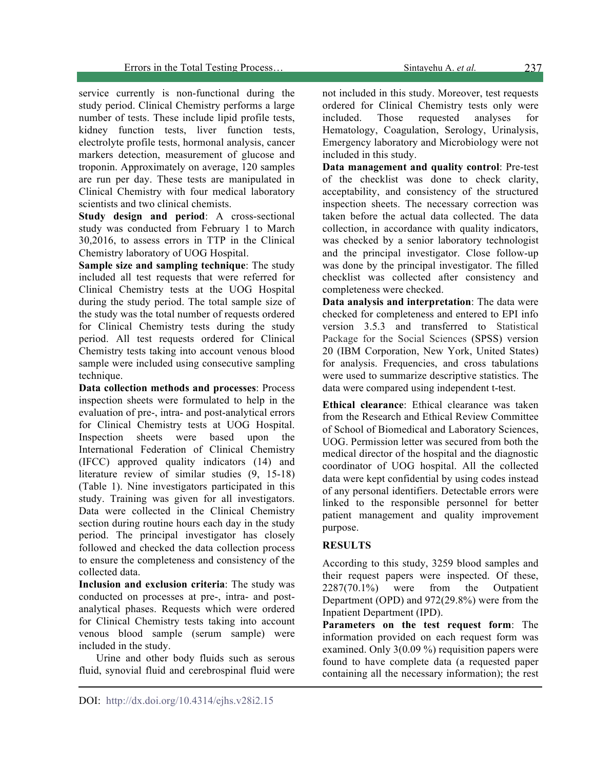service currently is non-functional during the study period. Clinical Chemistry performs a large number of tests. These include lipid profile tests, kidney function tests, liver function tests, electrolyte profile tests, hormonal analysis, cancer markers detection, measurement of glucose and troponin. Approximately on average, 120 samples are run per day. These tests are manipulated in Clinical Chemistry with four medical laboratory scientists and two clinical chemists.

**Study design and period**: A cross-sectional study was conducted from February 1 to March 30,2016, to assess errors in TTP in the Clinical Chemistry laboratory of UOG Hospital.

**Sample size and sampling technique**: The study included all test requests that were referred for Clinical Chemistry tests at the UOG Hospital during the study period. The total sample size of the study was the total number of requests ordered for Clinical Chemistry tests during the study period. All test requests ordered for Clinical Chemistry tests taking into account venous blood sample were included using consecutive sampling technique.

**Data collection methods and processes**: Process inspection sheets were formulated to help in the evaluation of pre-, intra- and post-analytical errors for Clinical Chemistry tests at UOG Hospital. Inspection sheets were based upon the International Federation of Clinical Chemistry (IFCC) approved quality indicators (14) and literature review of similar studies (9, 15-18) (Table 1). Nine investigators participated in this study. Training was given for all investigators. Data were collected in the Clinical Chemistry section during routine hours each day in the study period. The principal investigator has closely followed and checked the data collection process to ensure the completeness and consistency of the collected data.

**Inclusion and exclusion criteria**: The study was conducted on processes at pre-, intra- and post-analytical phases. Requests which were ordered for Clinical Chemistry tests taking into account venous blood sample (serum sample) were included in the study.

Urine and other body fluids such as serous fluid, synovial fluid and cerebrospinal fluid were not included in this study. Moreover, test requests ordered for Clinical Chemistry tests only were included. Those requested analyses for Hematology, Coagulation, Serology, Urinalysis, Emergency laboratory and Microbiology were not included in this study.

**Data management and quality control**: Pre-test of the checklist was done to check clarity, acceptability, and consistency of the structured inspection sheets. The necessary correction was taken before the actual data collected. The data collection, in accordance with quality indicators, was checked by a senior laboratory technologist and the principal investigator. Close follow-up was done by the principal investigator. The filled checklist was collected after consistency and completeness were checked.

**Data analysis and interpretation**: The data were checked for completeness and entered to EPI info version 3.5.3 and transferred to Statistical Package for the Social Sciences (SPSS) version 20 (IBM Corporation, New York, United States) for analysis. Frequencies, and cross tabulations were used to summarize descriptive statistics. The data were compared using independent t-test.

**Ethical clearance**: Ethical clearance was taken from the Research and Ethical Review Committee of School of Biomedical and Laboratory Sciences, UOG. Permission letter was secured from both the medical director of the hospital and the diagnostic coordinator of UOG hospital. All the collected data were kept confidential by using codes instead of any personal identifiers. Detectable errors were linked to the responsible personnel for better patient management and quality improvement purpose.

## RESULTS

According to this study, 3259 blood samples and their request papers were inspected. Of these, 2287(70.1%) were from the Outpatient Department (OPD) and 972(29.8%) were from the Inpatient Department (IPD).

**Parameters on the test request form**: The information provided on each request form was examined. Only 3(0.09 %) requisition papers were found to have complete data (a requested paper containing all the necessary information); the rest

DOI: http://dx.doi.org/10.4314/ejhs.v28i2.15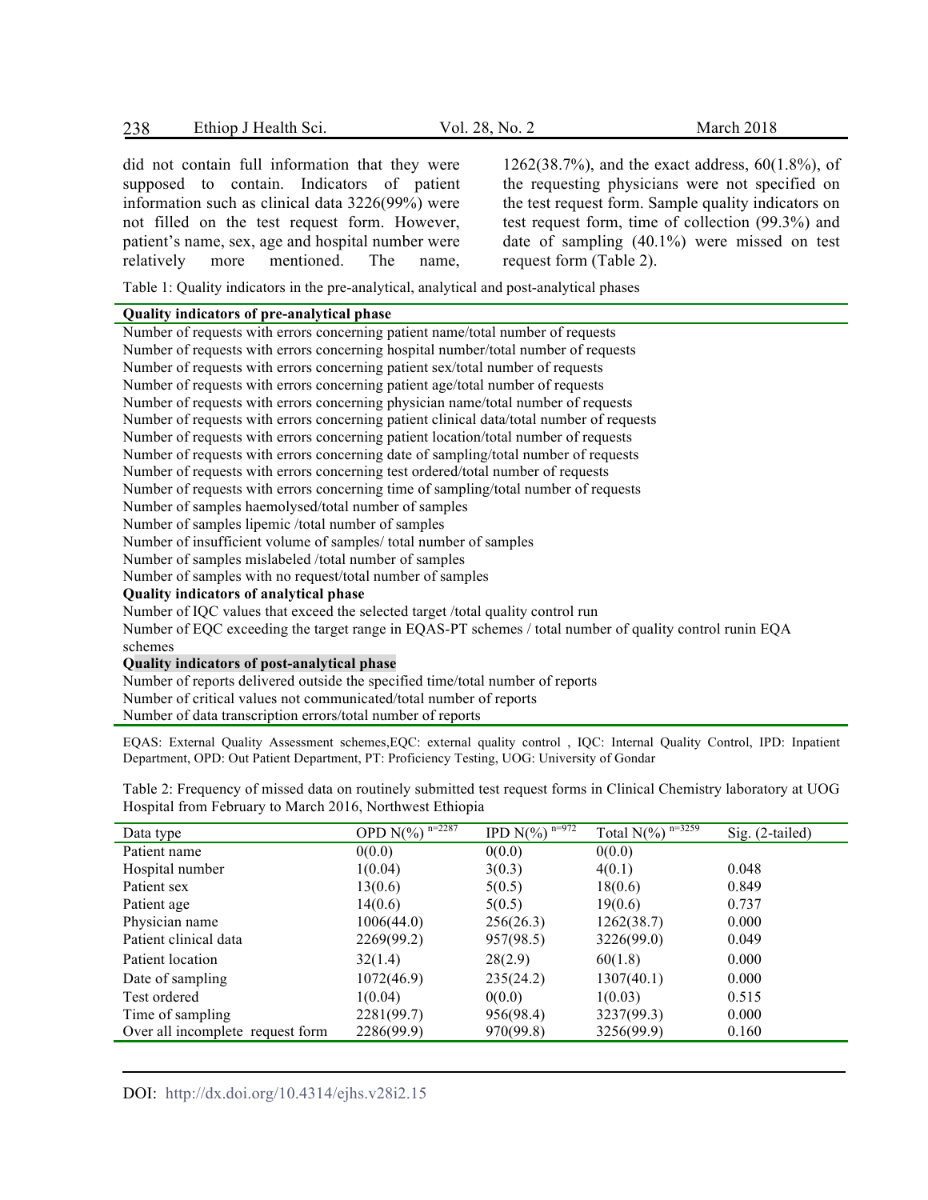did not contain full information that they were supposed to contain. Indicators of patient information such as clinical data 3226(99%) were not filled on the test request form. However, patient's name, sex, age and hospital number were relatively more mentioned. The name, 1262(38.7%), and the exact address, 60(1.8%), of the requesting physicians were not specified on the test request form. Sample quality indicators on test request form, time of collection (99.3%) and date of sampling (40.1%) were missed on test request form (Table 2).

Table 1: Quality indicators in the pre-analytical, analytical and post-analytical phases

| Quality indicators of pre-analytical phase |
|---|
| Number of requests with errors concerning patient name/total number of requests |
| Number of requests with errors concerning hospital number/total number of requests |
| Number of requests with errors concerning patient sex/total number of requests |
| Number of requests with errors concerning patient age/total number of requests |
| Number of requests with errors concerning physician name/total number of requests |
| Number of requests with errors concerning patient clinical data/total number of requests |
| Number of requests with errors concerning patient location/total number of requests |
| Number of requests with errors concerning date of sampling/total number of requests |
| Number of requests with errors concerning test ordered/total number of requests |
| Number of requests with errors concerning time of sampling/total number of requests |
| Number of samples haemolysed/total number of samples |
| Number of samples lipemic /total number of samples |
| Number of insufficient volume of samples/ total number of samples |
| Number of samples mislabeled /total number of samples |
| Number of samples with no request/total number of samples |
| **Quality indicators of analytical phase** |
| Number of IQC values that exceed the selected target /total quality control run |
| Number of EQC exceeding the target range in EQAS-PT schemes / total number of quality control runin EQA schemes |
| **Quality indicators of post-analytical phase** |
| Number of reports delivered outside the specified time/total number of reports |
| Number of critical values not communicated/total number of reports |
| Number of data transcription errors/total number of reports |

EQAS: External Quality Assessment schemes,EQC: external quality control , IQC: Internal Quality Control, IPD: Inpatient Department, OPD: Out Patient Department, PT: Proficiency Testing, UOG: University of Gondar

Table 2: Frequency of missed data on routinely submitted test request forms in Clinical Chemistry laboratory at UOG Hospital from February to March 2016, Northwest Ethiopia

| Data type | OPD N(%) $^{n=2287}$ | IPD N(%) $^{n=972}$ | Total N(%) $^{n=3259}$ | Sig. (2-tailed) |
|---|---|---|---|---|
| Patient name | 0(0.0) | 0(0.0) | 0(0.0) | |
| Hospital number | 1(0.04) | 3(0.3) | 4(0.1) | 0.048 |
| Patient sex | 13(0.6) | 5(0.5) | 18(0.6) | 0.849 |
| Patient age | 14(0.6) | 5(0.5) | 19(0.6) | 0.737 |
| Physician name | 1006(44.0) | 256(26.3) | 1262(38.7) | 0.000 |
| Patient clinical data | 2269(99.2) | 957(98.5) | 3226(99.0) | 0.049 |
| Patient location | 32(1.4) | 28(2.9) | 60(1.8) | 0.000 |
| Date of sampling | 1072(46.9) | 235(24.2) | 1307(40.1) | 0.000 |
| Test ordered | 1(0.04) | 0(0.0) | 1(0.03) | 0.515 |
| Time of sampling | 2281(99.7) | 956(98.4) | 3237(99.3) | 0.000 |
| Over all incomplete request form | 2286(99.9) | 970(99.8) | 3256(99.9) | 0.160 |

DOI: http://dx.doi.org/10.4314/ejhs.v28i2.15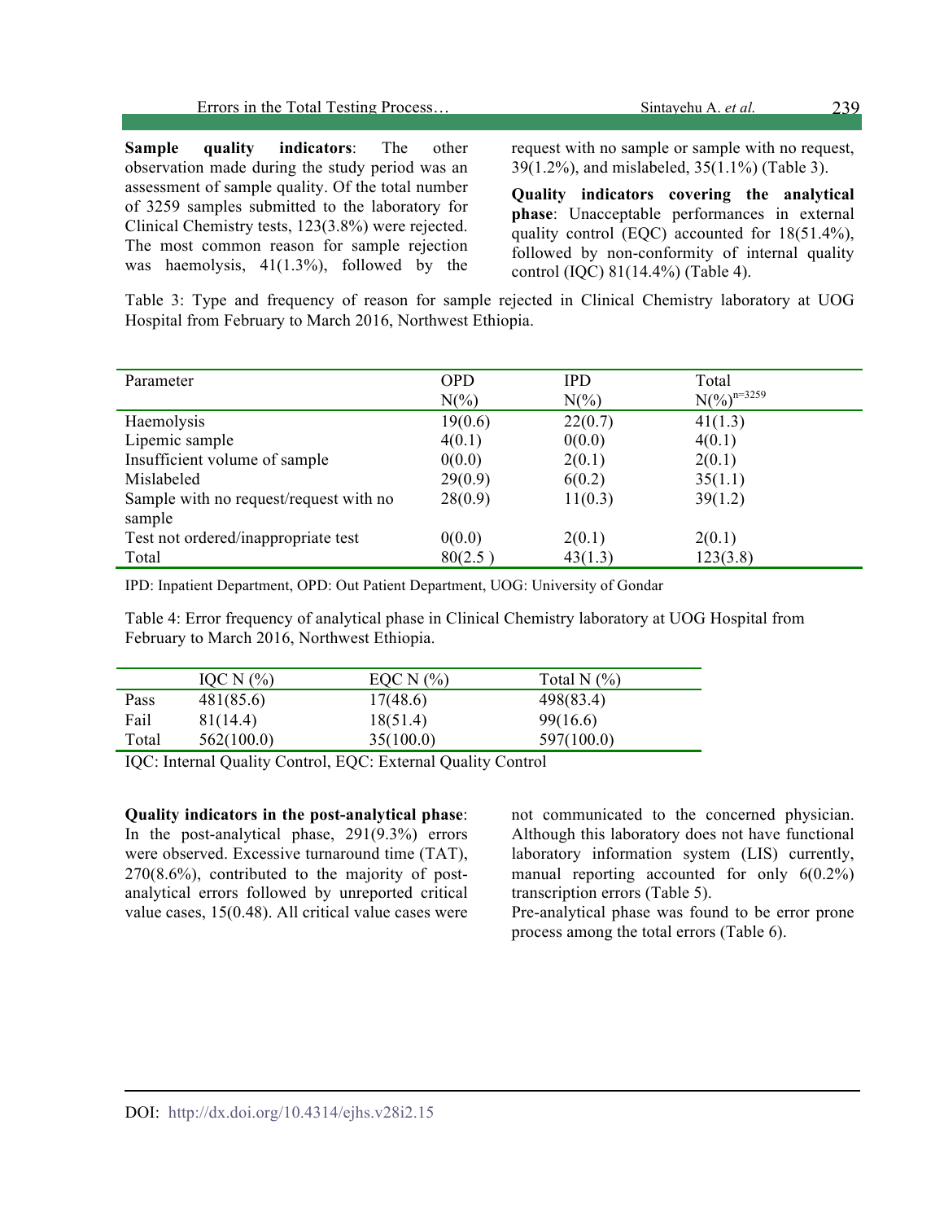**Sample quality indicators**: The other observation made during the study period was an assessment of sample quality. Of the total number of 3259 samples submitted to the laboratory for Clinical Chemistry tests, 123(3.8%) were rejected. The most common reason for sample rejection was haemolysis, 41(1.3%), followed by the request with no sample or sample with no request, 39(1.2%), and mislabeled, 35(1.1%) (Table 3).

**Quality indicators covering the analytical phase**: Unacceptable performances in external quality control (EQC) accounted for 18(51.4%), followed by non-conformity of internal quality control (IQC) 81(14.4%) (Table 4).

Table 3: Type and frequency of reason for sample rejected in Clinical Chemistry laboratory at UOG Hospital from February to March 2016, Northwest Ethiopia.

| Parameter | OPD N(%) | IPD N(%) | Total N(%)$^{n=3259}$ |
|---|---|---|---|
| Haemolysis | 19(0.6) | 22(0.7) | 41(1.3) |
| Lipemic sample | 4(0.1) | 0(0.0) | 4(0.1) |
| Insufficient volume of sample | 0(0.0) | 2(0.1) | 2(0.1) |
| Mislabeled | 29(0.9) | 6(0.2) | 35(1.1) |
| Sample with no request/request with no sample | 28(0.9) | 11(0.3) | 39(1.2) |
| Test not ordered/inappropriate test | 0(0.0) | 2(0.1) | 2(0.1) |
| Total | 80(2.5 ) | 43(1.3) | 123(3.8) |

IPD: Inpatient Department, OPD: Out Patient Department, UOG: University of Gondar

Table 4: Error frequency of analytical phase in Clinical Chemistry laboratory at UOG Hospital from February to March 2016, Northwest Ethiopia.

| | IQC N (%) | EQC N (%) | Total N (%) |
|---|---|---|---|
| Pass | 481(85.6) | 17(48.6) | 498(83.4) |
| Fail | 81(14.4) | 18(51.4) | 99(16.6) |
| Total | 562(100.0) | 35(100.0) | 597(100.0) |

IQC: Internal Quality Control, EQC: External Quality Control

**Quality indicators in the post-analytical phase**: In the post-analytical phase, 291(9.3%) errors were observed. Excessive turnaround time (TAT), 270(8.6%), contributed to the majority of post-analytical errors followed by unreported critical value cases, 15(0.48). All critical value cases were not communicated to the concerned physician. Although this laboratory does not have functional laboratory information system (LIS) currently, manual reporting accounted for only 6(0.2%) transcription errors (Table 5).

Pre-analytical phase was found to be error prone process among the total errors (Table 6).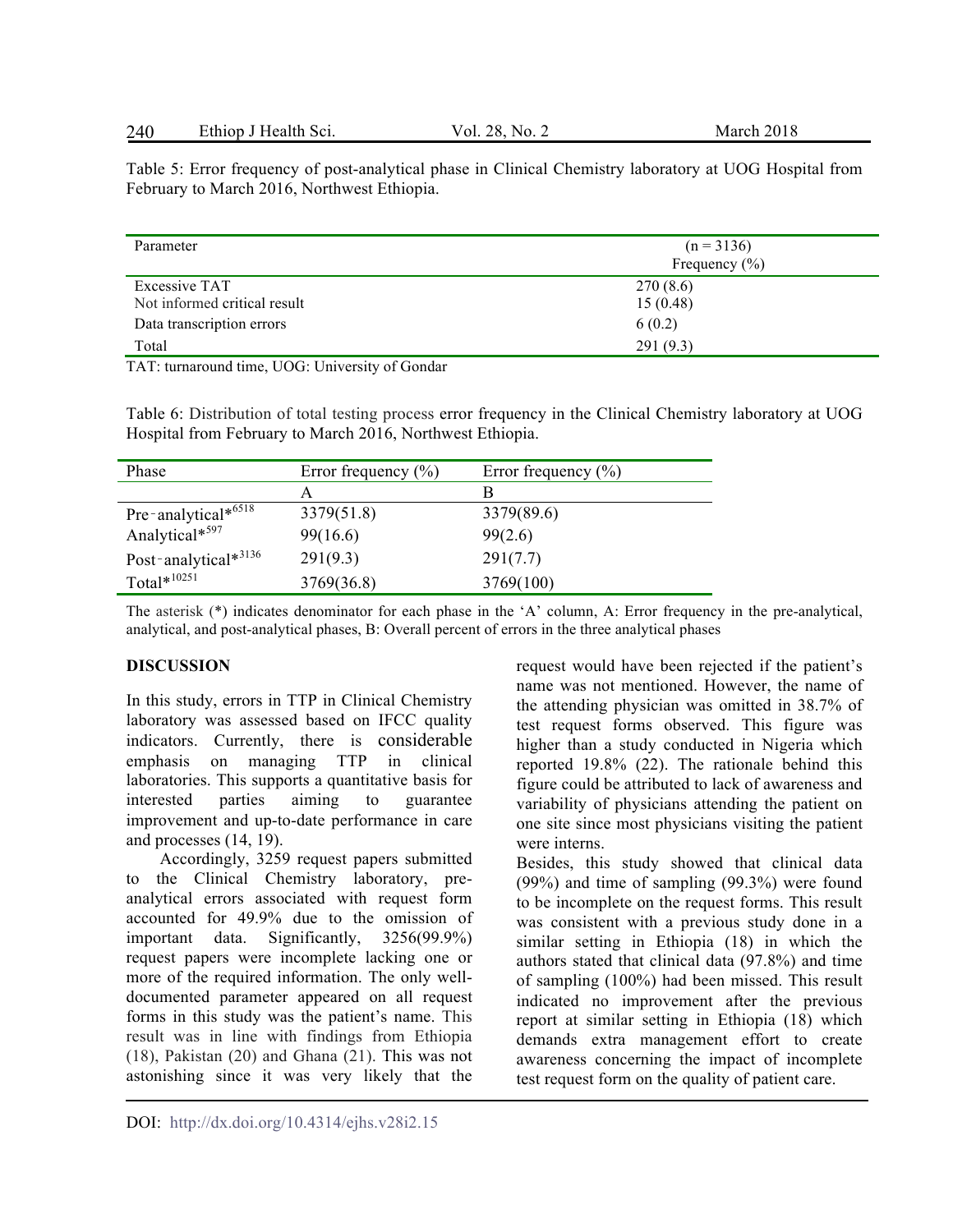Table 5: Error frequency of post-analytical phase in Clinical Chemistry laboratory at UOG Hospital from February to March 2016, Northwest Ethiopia.

| Parameter | (n = 3136) Frequency (%) |
|---|---|
| Excessive TAT | 270 (8.6) |
| Not informed critical result | 15 (0.48) |
| Data transcription errors | 6 (0.2) |
| Total | 291 (9.3) |

TAT: turnaround time, UOG: University of Gondar

Table 6: Distribution of total testing process error frequency in the Clinical Chemistry laboratory at UOG Hospital from February to March 2016, Northwest Ethiopia.

| Phase | Error frequency (%) | Error frequency (%) |
|---|---|---|
| | A | B |
| Pre-analytical*6518 | 3379(51.8) | 3379(89.6) |
| Analytical*597 | 99(16.6) | 99(2.6) |
| Post-analytical*3136 | 291(9.3) | 291(7.7) |
| Total*10251 | 3769(36.8) | 3769(100) |

The asterisk (*) indicates denominator for each phase in the 'A' column, A: Error frequency in the pre-analytical, analytical, and post-analytical phases, B: Overall percent of errors in the three analytical phases

## DISCUSSION

In this study, errors in TTP in Clinical Chemistry laboratory was assessed based on IFCC quality indicators. Currently, there is considerable emphasis on managing TTP in clinical laboratories. This supports a quantitative basis for interested parties aiming to guarantee improvement and up-to-date performance in care and processes (14, 19).

Accordingly, 3259 request papers submitted to the Clinical Chemistry laboratory, pre-analytical errors associated with request form accounted for 49.9% due to the omission of important data. Significantly, 3256(99.9%) request papers were incomplete lacking one or more of the required information. The only well-documented parameter appeared on all request forms in this study was the patient's name. This result was in line with findings from Ethiopia (18), Pakistan (20) and Ghana (21). This was not astonishing since it was very likely that the request would have been rejected if the patient's name was not mentioned. However, the name of the attending physician was omitted in 38.7% of test request forms observed. This figure was higher than a study conducted in Nigeria which reported 19.8% (22). The rationale behind this figure could be attributed to lack of awareness and variability of physicians attending the patient on one site since most physicians visiting the patient were interns.

Besides, this study showed that clinical data (99%) and time of sampling (99.3%) were found to be incomplete on the request forms. This result was consistent with a previous study done in a similar setting in Ethiopia (18) in which the authors stated that clinical data (97.8%) and time of sampling (100%) had been missed. This result indicated no improvement after the previous report at similar setting in Ethiopia (18) which demands extra management effort to create awareness concerning the impact of incomplete test request form on the quality of patient care.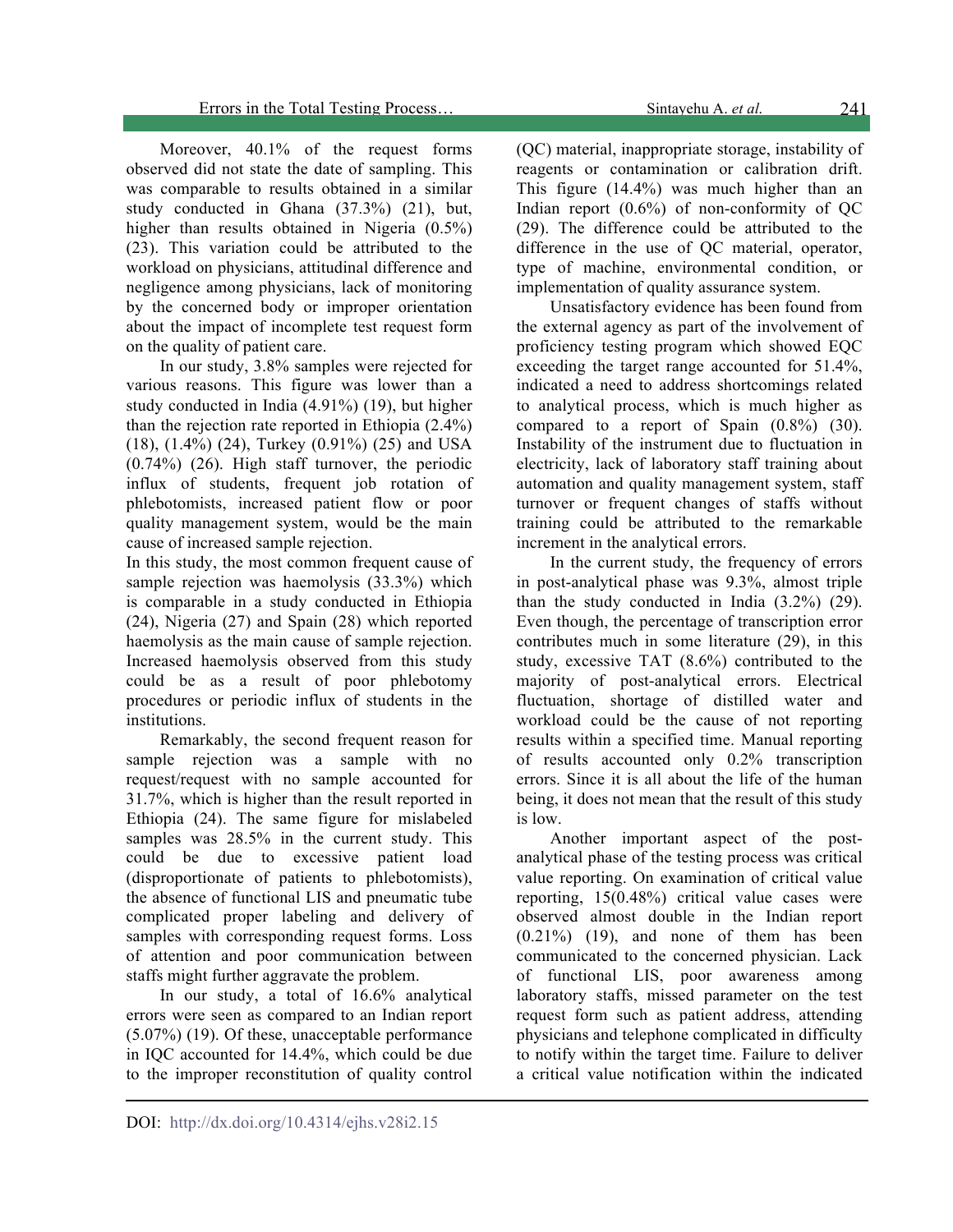Moreover, 40.1% of the request forms observed did not state the date of sampling. This was comparable to results obtained in a similar study conducted in Ghana (37.3%) (21), but, higher than results obtained in Nigeria (0.5%) (23). This variation could be attributed to the workload on physicians, attitudinal difference and negligence among physicians, lack of monitoring by the concerned body or improper orientation about the impact of incomplete test request form on the quality of patient care.

In our study, 3.8% samples were rejected for various reasons. This figure was lower than a study conducted in India (4.91%) (19), but higher than the rejection rate reported in Ethiopia (2.4%) (18), (1.4%) (24), Turkey (0.91%) (25) and USA (0.74%) (26). High staff turnover, the periodic influx of students, frequent job rotation of phlebotomists, increased patient flow or poor quality management system, would be the main cause of increased sample rejection.

In this study, the most common frequent cause of sample rejection was haemolysis (33.3%) which is comparable in a study conducted in Ethiopia (24), Nigeria (27) and Spain (28) which reported haemolysis as the main cause of sample rejection. Increased haemolysis observed from this study could be as a result of poor phlebotomy procedures or periodic influx of students in the institutions.

Remarkably, the second frequent reason for sample rejection was a sample with no request/request with no sample accounted for 31.7%, which is higher than the result reported in Ethiopia (24). The same figure for mislabeled samples was 28.5% in the current study. This could be due to excessive patient load (disproportionate of patients to phlebotomists), the absence of functional LIS and pneumatic tube complicated proper labeling and delivery of samples with corresponding request forms. Loss of attention and poor communication between staffs might further aggravate the problem.

In our study, a total of 16.6% analytical errors were seen as compared to an Indian report (5.07%) (19). Of these, unacceptable performance in IQC accounted for 14.4%, which could be due to the improper reconstitution of quality control (QC) material, inappropriate storage, instability of reagents or contamination or calibration drift. This figure (14.4%) was much higher than an Indian report (0.6%) of non-conformity of QC (29). The difference could be attributed to the difference in the use of QC material, operator, type of machine, environmental condition, or implementation of quality assurance system.

Unsatisfactory evidence has been found from the external agency as part of the involvement of proficiency testing program which showed EQC exceeding the target range accounted for 51.4%, indicated a need to address shortcomings related to analytical process, which is much higher as compared to a report of Spain (0.8%) (30). Instability of the instrument due to fluctuation in electricity, lack of laboratory staff training about automation and quality management system, staff turnover or frequent changes of staffs without training could be attributed to the remarkable increment in the analytical errors.

In the current study, the frequency of errors in post-analytical phase was 9.3%, almost triple than the study conducted in India (3.2%) (29). Even though, the percentage of transcription error contributes much in some literature (29), in this study, excessive TAT (8.6%) contributed to the majority of post-analytical errors. Electrical fluctuation, shortage of distilled water and workload could be the cause of not reporting results within a specified time. Manual reporting of results accounted only 0.2% transcription errors. Since it is all about the life of the human being, it does not mean that the result of this study is low.

Another important aspect of the post-analytical phase of the testing process was critical value reporting. On examination of critical value reporting, 15(0.48%) critical value cases were observed almost double in the Indian report (0.21%) (19), and none of them has been communicated to the concerned physician. Lack of functional LIS, poor awareness among laboratory staffs, missed parameter on the test request form such as patient address, attending physicians and telephone complicated in difficulty to notify within the target time. Failure to deliver a critical value notification within the indicated

DOI: http://dx.doi.org/10.4314/ejhs.v28i2.15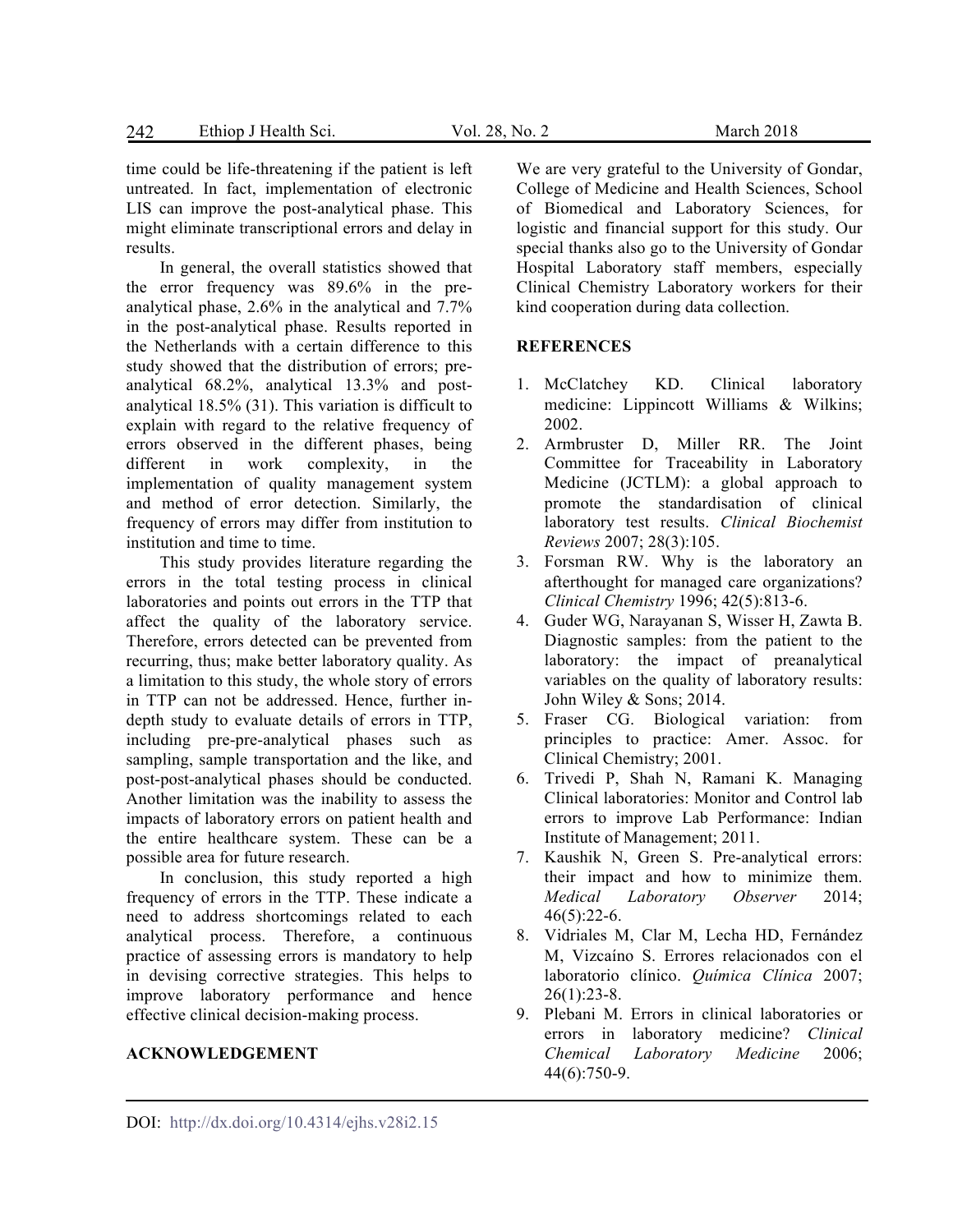time could be life-threatening if the patient is left untreated. In fact, implementation of electronic LIS can improve the post-analytical phase. This might eliminate transcriptional errors and delay in results.

In general, the overall statistics showed that the error frequency was 89.6% in the pre-analytical phase, 2.6% in the analytical and 7.7% in the post-analytical phase. Results reported in the Netherlands with a certain difference to this study showed that the distribution of errors; pre-analytical 68.2%, analytical 13.3% and post-analytical 18.5% (31). This variation is difficult to explain with regard to the relative frequency of errors observed in the different phases, being different in work complexity, in the implementation of quality management system and method of error detection. Similarly, the frequency of errors may differ from institution to institution and time to time.

This study provides literature regarding the errors in the total testing process in clinical laboratories and points out errors in the TTP that affect the quality of the laboratory service. Therefore, errors detected can be prevented from recurring, thus; make better laboratory quality. As a limitation to this study, the whole story of errors in TTP can not be addressed. Hence, further in-depth study to evaluate details of errors in TTP, including pre-pre-analytical phases such as sampling, sample transportation and the like, and post-post-analytical phases should be conducted. Another limitation was the inability to assess the impacts of laboratory errors on patient health and the entire healthcare system. These can be a possible area for future research.

In conclusion, this study reported a high frequency of errors in the TTP. These indicate a need to address shortcomings related to each analytical process. Therefore, a continuous practice of assessing errors is mandatory to help in devising corrective strategies. This helps to improve laboratory performance and hence effective clinical decision-making process.

## ACKNOWLEDGEMENT

We are very grateful to the University of Gondar, College of Medicine and Health Sciences, School of Biomedical and Laboratory Sciences, for logistic and financial support for this study. Our special thanks also go to the University of Gondar Hospital Laboratory staff members, especially Clinical Chemistry Laboratory workers for their kind cooperation during data collection.

## REFERENCES

1. McClatchey KD. Clinical laboratory medicine: Lippincott Williams & Wilkins; 2002.
2. Armbruster D, Miller RR. The Joint Committee for Traceability in Laboratory Medicine (JCTLM): a global approach to promote the standardisation of clinical laboratory test results. *Clinical Biochemist Reviews* 2007; 28(3):105.
3. Forsman RW. Why is the laboratory an afterthought for managed care organizations? *Clinical Chemistry* 1996; 42(5):813-6.
4. Guder WG, Narayanan S, Wisser H, Zawta B. Diagnostic samples: from the patient to the laboratory: the impact of preanalytical variables on the quality of laboratory results: John Wiley & Sons; 2014.
5. Fraser CG. Biological variation: from principles to practice: Amer. Assoc. for Clinical Chemistry; 2001.
6. Trivedi P, Shah N, Ramani K. Managing Clinical laboratories: Monitor and Control lab errors to improve Lab Performance: Indian Institute of Management; 2011.
7. Kaushik N, Green S. Pre-analytical errors: their impact and how to minimize them. *Medical Laboratory Observer* 2014; 46(5):22-6.
8. Vidriales M, Clar M, Lecha HD, Fernández M, Vizcaíno S. Errores relacionados con el laboratorio clínico. *Química Clínica* 2007; 26(1):23-8.
9. Plebani M. Errors in clinical laboratories or errors in laboratory medicine? *Clinical Chemical Laboratory Medicine* 2006; 44(6):750-9.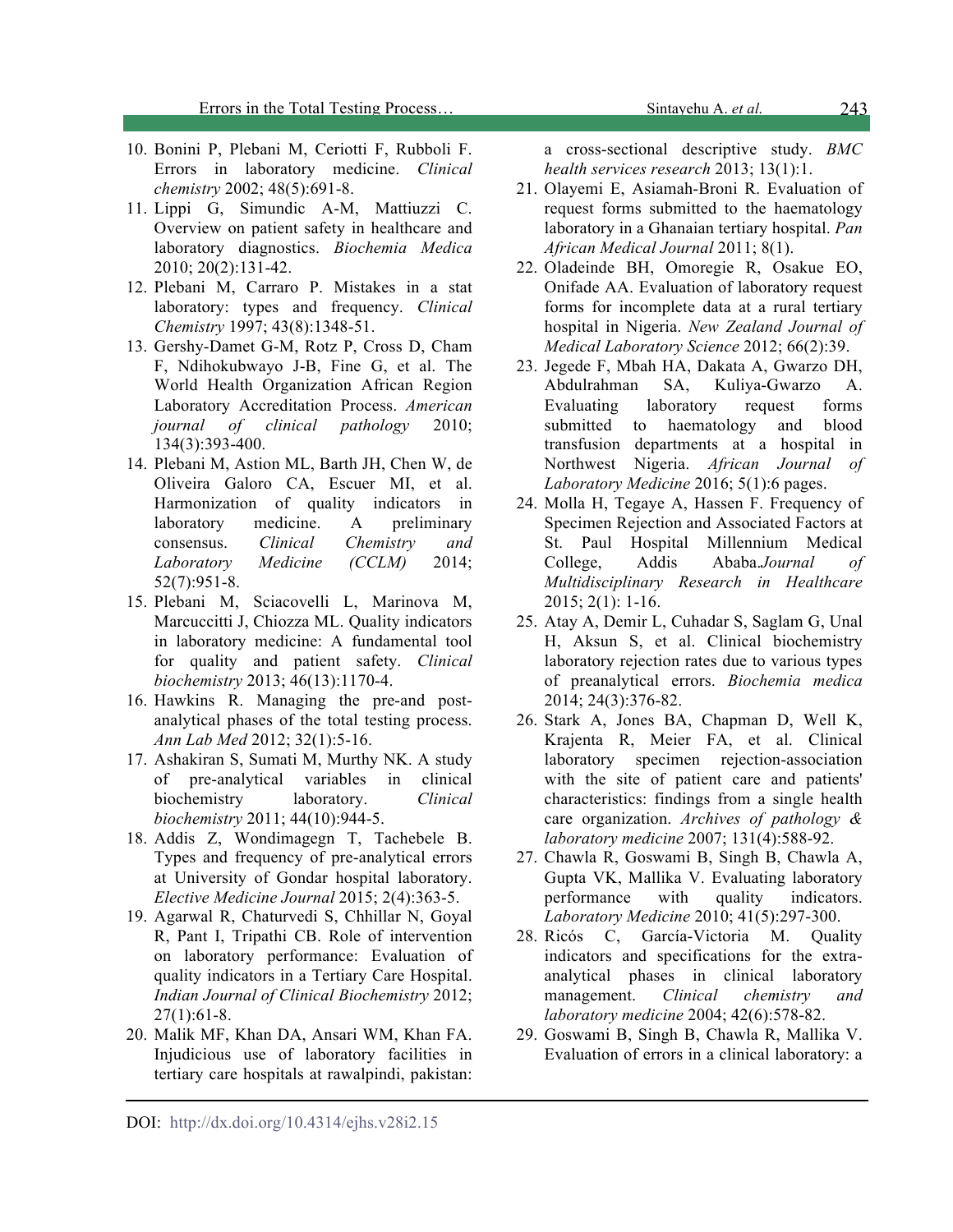10. Bonini P, Plebani M, Ceriotti F, Rubboli F. Errors in laboratory medicine. *Clinical chemistry* 2002; 48(5):691-8.
11. Lippi G, Simundic A-M, Mattiuzzi C. Overview on patient safety in healthcare and laboratory diagnostics. *Biochemia Medica* 2010; 20(2):131-42.
12. Plebani M, Carraro P. Mistakes in a stat laboratory: types and frequency. *Clinical Chemistry* 1997; 43(8):1348-51.
13. Gershy-Damet G-M, Rotz P, Cross D, Cham F, Ndihokubwayo J-B, Fine G, et al. The World Health Organization African Region Laboratory Accreditation Process. *American journal of clinical pathology* 2010; 134(3):393-400.
14. Plebani M, Astion ML, Barth JH, Chen W, de Oliveira Galoro CA, Escuer MI, et al. Harmonization of quality indicators in laboratory medicine. A preliminary consensus. *Clinical Chemistry and Laboratory Medicine (CCLM)* 2014; 52(7):951-8.
15. Plebani M, Sciacovelli L, Marinova M, Marcuccitti J, Chiozza ML. Quality indicators in laboratory medicine: A fundamental tool for quality and patient safety. *Clinical biochemistry* 2013; 46(13):1170-4.
16. Hawkins R. Managing the pre-and post-analytical phases of the total testing process. *Ann Lab Med* 2012; 32(1):5-16.
17. Ashakiran S, Sumati M, Murthy NK. A study of pre-analytical variables in clinical biochemistry laboratory. *Clinical biochemistry* 2011; 44(10):944-5.
18. Addis Z, Wondimagegn T, Tachebele B. Types and frequency of pre-analytical errors at University of Gondar hospital laboratory. *Elective Medicine Journal* 2015; 2(4):363-5.
19. Agarwal R, Chaturvedi S, Chhillar N, Goyal R, Pant I, Tripathi CB. Role of intervention on laboratory performance: Evaluation of quality indicators in a Tertiary Care Hospital. *Indian Journal of Clinical Biochemistry* 2012; 27(1):61-8.
20. Malik MF, Khan DA, Ansari WM, Khan FA. Injudicious use of laboratory facilities in tertiary care hospitals at rawalpindi, pakistan: a cross-sectional descriptive study. *BMC health services research* 2013; 13(1):1.
21. Olayemi E, Asiamah-Broni R. Evaluation of request forms submitted to the haematology laboratory in a Ghanaian tertiary hospital. *Pan African Medical Journal* 2011; 8(1).
22. Oladeinde BH, Omoregie R, Osakue EO, Onifade AA. Evaluation of laboratory request forms for incomplete data at a rural tertiary hospital in Nigeria. *New Zealand Journal of Medical Laboratory Science* 2012; 66(2):39.
23. Jegede F, Mbah HA, Dakata A, Gwarzo DH, Abdulrahman SA, Kuliya-Gwarzo A. Evaluating laboratory request forms submitted to haematology and blood transfusion departments at a hospital in Northwest Nigeria. *African Journal of Laboratory Medicine* 2016; 5(1):6 pages.
24. Molla H, Tegaye A, Hassen F. Frequency of Specimen Rejection and Associated Factors at St. Paul Hospital Millennium Medical College, Addis Ababa.*Journal of Multidisciplinary Research in Healthcare* 2015; 2(1): 1-16.
25. Atay A, Demir L, Cuhadar S, Saglam G, Unal H, Aksun S, et al. Clinical biochemistry laboratory rejection rates due to various types of preanalytical errors. *Biochemia medica* 2014; 24(3):376-82.
26. Stark A, Jones BA, Chapman D, Well K, Krajenta R, Meier FA, et al. Clinical laboratory specimen rejection-association with the site of patient care and patients' characteristics: findings from a single health care organization. *Archives of pathology & laboratory medicine* 2007; 131(4):588-92.
27. Chawla R, Goswami B, Singh B, Chawla A, Gupta VK, Mallika V. Evaluating laboratory performance with quality indicators. *Laboratory Medicine* 2010; 41(5):297-300.
28. Ricós C, García-Victoria M. Quality indicators and specifications for the extra-analytical phases in clinical laboratory management. *Clinical chemistry and laboratory medicine* 2004; 42(6):578-82.
29. Goswami B, Singh B, Chawla R, Mallika V. Evaluation of errors in a clinical laboratory: a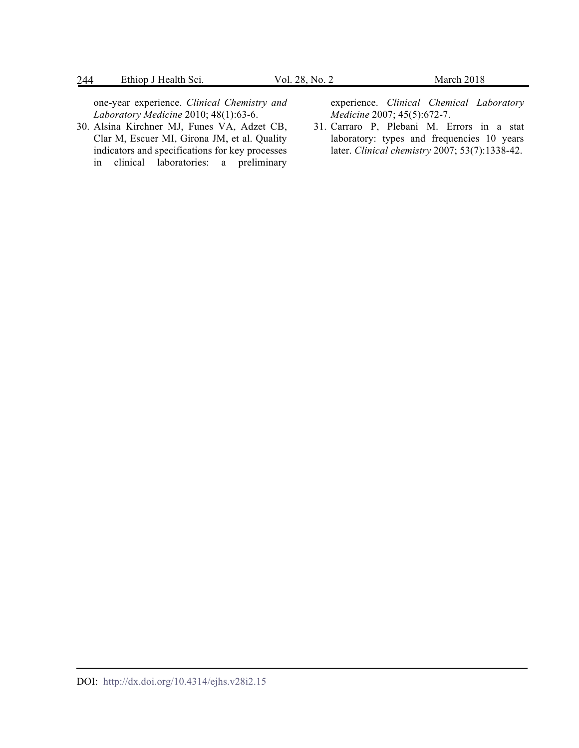one-year experience. *Clinical Chemistry and Laboratory Medicine* 2010; 48(1):63-6.

30. Alsina Kirchner MJ, Funes VA, Adzet CB, Clar M, Escuer MI, Girona JM, et al. Quality indicators and specifications for key processes in clinical laboratories: a preliminary experience. *Clinical Chemical Laboratory Medicine* 2007; 45(5):672-7.
31. Carraro P, Plebani M. Errors in a stat laboratory: types and frequencies 10 years later. *Clinical chemistry* 2007; 53(7):1338-42.

DOI: http://dx.doi.org/10.4314/ejhs.v28i2.15